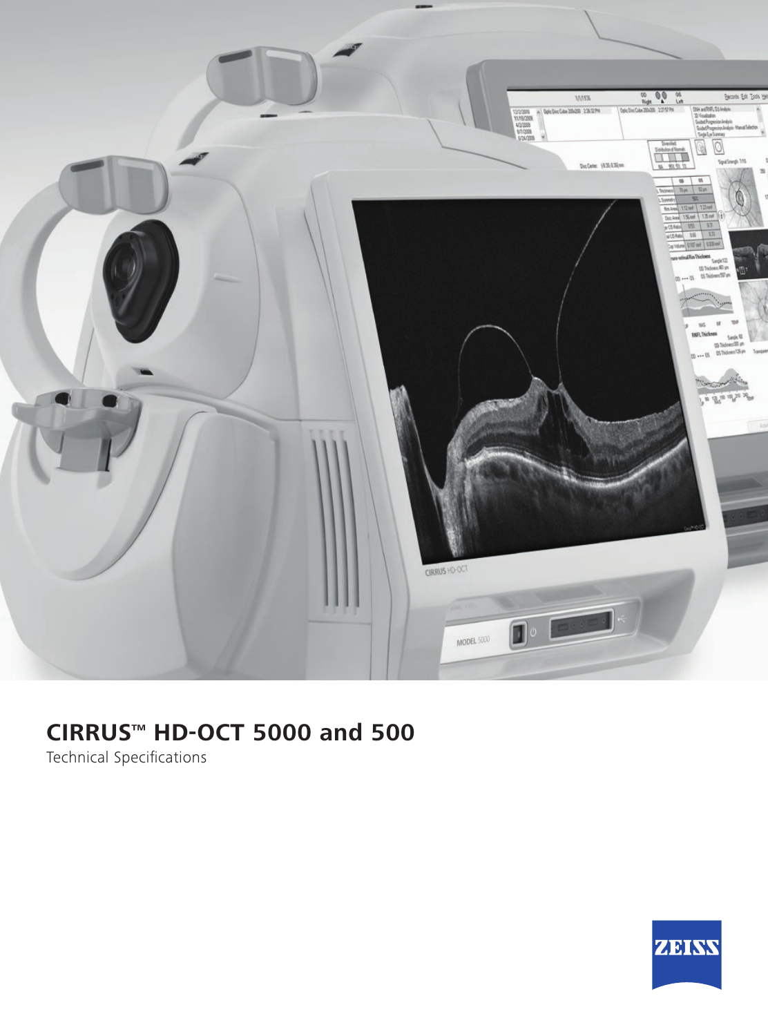# CIRRUS™ HD-OCT 5000 and 500

Technical Specifications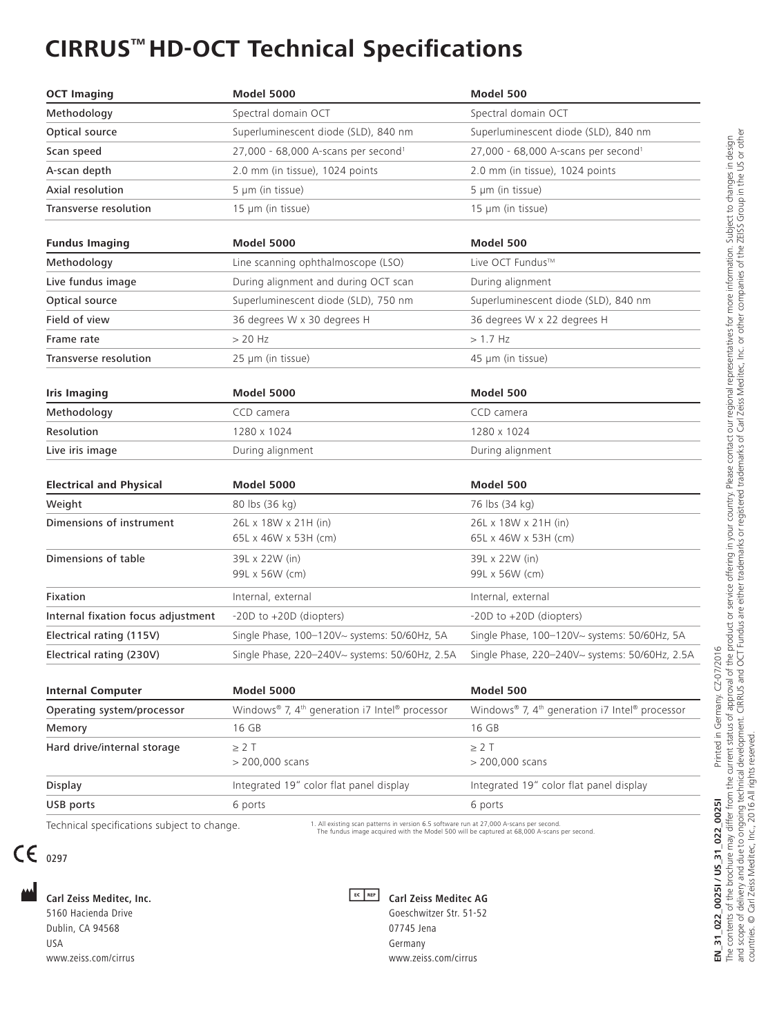# CIRRUS™ HD-OCT Technical Specifications

| OCT Imaging | Model 5000 | Model 500 |
|---|---|---|
| Methodology | Spectral domain OCT | Spectral domain OCT |
| Optical source | Superluminescent diode (SLD), 840 nm | Superluminescent diode (SLD), 840 nm |
| Scan speed | 27,000 - 68,000 A-scans per second[1] | 27,000 - 68,000 A-scans per second[1] |
| A-scan depth | 2.0 mm (in tissue), 1024 points | 2.0 mm (in tissue), 1024 points |
| Axial resolution | 5 µm (in tissue) | 5 µm (in tissue) |
| Transverse resolution | 15 µm (in tissue) | 15 µm (in tissue) |

| Fundus Imaging | Model 5000 | Model 500 |
|---|---|---|
| Methodology | Line scanning ophthalmoscope (LSO) | Live OCT Fundus™ |
| Live fundus image | During alignment and during OCT scan | During alignment |
| Optical source | Superluminescent diode (SLD), 750 nm | Superluminescent diode (SLD), 840 nm |
| Field of view | 36 degrees W x 30 degrees H | 36 degrees W x 22 degrees H |
| Frame rate | > 20 Hz | > 1.7 Hz |
| Transverse resolution | 25 µm (in tissue) | 45 µm (in tissue) |

| Iris Imaging | Model 5000 | Model 500 |
|---|---|---|
| Methodology | CCD camera | CCD camera |
| Resolution | 1280 x 1024 | 1280 x 1024 |
| Live iris image | During alignment | During alignment |

| Electrical and Physical | Model 5000 | Model 500 |
|---|---|---|
| Weight | 80 lbs (36 kg) | 76 lbs (34 kg) |
| Dimensions of instrument | 26L x 18W x 21H (in)<br>65L x 46W x 53H (cm) | 26L x 18W x 21H (in)<br>65L x 46W x 53H (cm) |
| Dimensions of table | 39L x 22W (in)<br>99L x 56W (cm) | 39L x 22W (in)<br>99L x 56W (cm) |
| Fixation | Internal, external | Internal, external |
| Internal fixation focus adjustment | -20D to +20D (diopters) | -20D to +20D (diopters) |
| Electrical rating (115V) | Single Phase, 100–120V~ systems: 50/60Hz, 5A | Single Phase, 100–120V~ systems: 50/60Hz, 5A |
| Electrical rating (230V) | Single Phase, 220–240V~ systems: 50/60Hz, 2.5A | Single Phase, 220–240V~ systems: 50/60Hz, 2.5A |

| Internal Computer | Model 5000 | Model 500 |
|---|---|---|
| Operating system/processor | Windows® 7, 4th generation i7 Intel® processor | Windows® 7, 4th generation i7 Intel® processor |
| Memory | 16 GB | 16 GB |
| Hard drive/internal storage | ≥ 2 T<br>> 200,000 scans | ≥ 2 T<br>> 200,000 scans |
| Display | Integrated 19" color flat panel display | Integrated 19" color flat panel display |
| USB ports | 6 ports | 6 ports |

Technical specifications subject to change.

1. All existing scan patterns in version 6.5 software run at 27,000 A-scans per second. The fundus image acquired with the Model 500 will be captured at 68,000 A-scans per second.

CE 0297

**Carl Zeiss Meditec, Inc.**
5160 Hacienda Drive
Dublin, CA 94568
USA
www.zeiss.com/cirrus

EC REP **Carl Zeiss Meditec AG**
Goeschwitzer Str. 51-52
07745 Jena
Germany
www.zeiss.com/cirrus

**EN_31_022_0025I / US_31_022_0025I** Printed in Germany. CZ-07/2016
The contents of the brochure may differ from the current status of approval of the product or service offering in your country. Please contact our regional representatives for more information. Subject to changes in design and scope of delivery and due to ongoing technical development. CIRRUS and OCT Fundus are either trademarks or registered trademarks of Carl Zeiss Meditec, Inc. or other companies of the ZEISS Group in the US or other countries. © Carl Zeiss Meditec, Inc., 2016 All rights reserved.